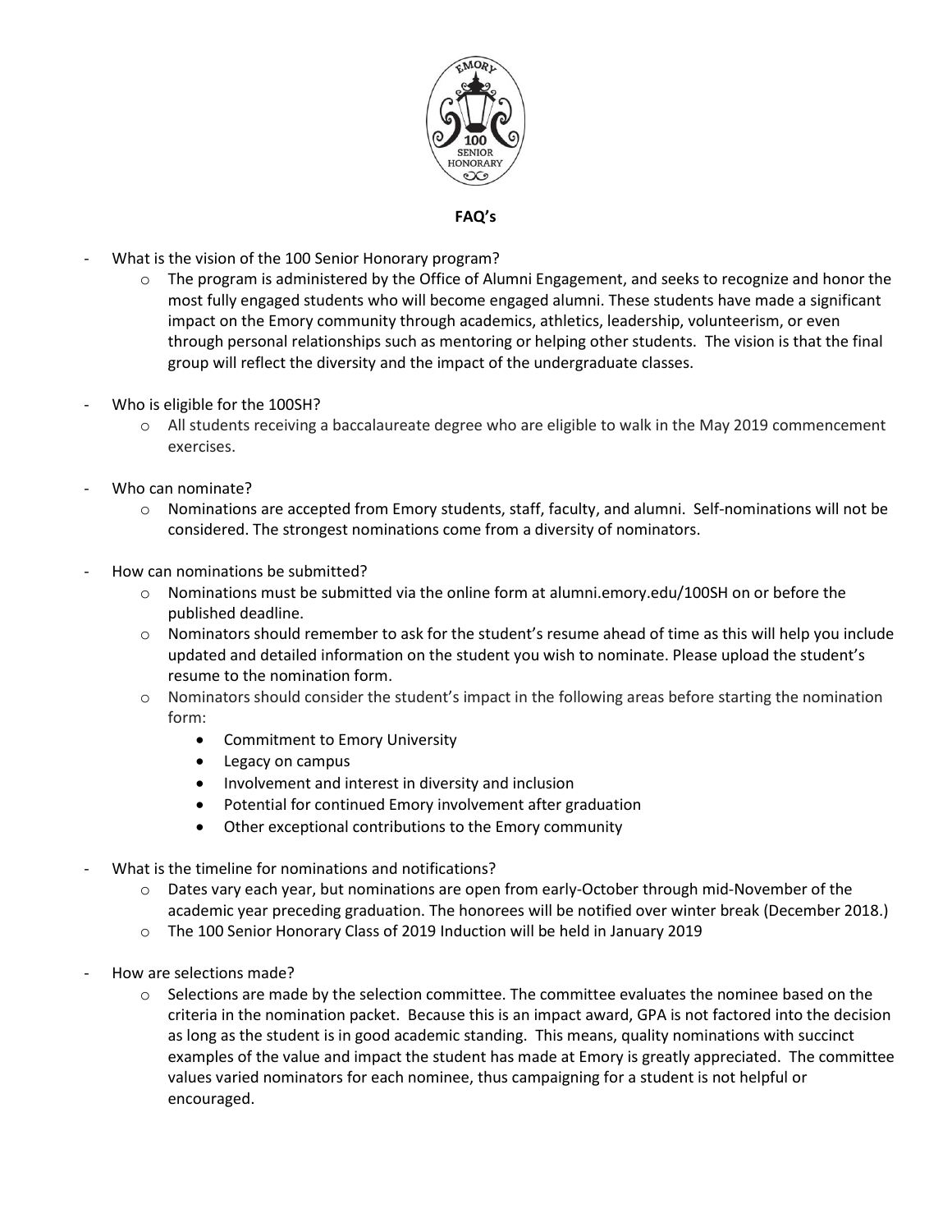**FAQ's**

- What is the vision of the 100 Senior Honorary program?
  - The program is administered by the Office of Alumni Engagement, and seeks to recognize and honor the most fully engaged students who will become engaged alumni. These students have made a significant impact on the Emory community through academics, athletics, leadership, volunteerism, or even through personal relationships such as mentoring or helping other students. The vision is that the final group will reflect the diversity and the impact of the undergraduate classes.
- Who is eligible for the 100SH?
  - All students receiving a baccalaureate degree who are eligible to walk in the May 2019 commencement exercises.
- Who can nominate?
  - Nominations are accepted from Emory students, staff, faculty, and alumni. Self-nominations will not be considered. The strongest nominations come from a diversity of nominators.
- How can nominations be submitted?
  - Nominations must be submitted via the online form at alumni.emory.edu/100SH on or before the published deadline.
  - Nominators should remember to ask for the student's resume ahead of time as this will help you include updated and detailed information on the student you wish to nominate. Please upload the student's resume to the nomination form.
  - Nominators should consider the student's impact in the following areas before starting the nomination form:
    - Commitment to Emory University
    - Legacy on campus
    - Involvement and interest in diversity and inclusion
    - Potential for continued Emory involvement after graduation
    - Other exceptional contributions to the Emory community
- What is the timeline for nominations and notifications?
  - Dates vary each year, but nominations are open from early-October through mid-November of the academic year preceding graduation. The honorees will be notified over winter break (December 2018.)
  - The 100 Senior Honorary Class of 2019 Induction will be held in January 2019
- How are selections made?
  - Selections are made by the selection committee. The committee evaluates the nominee based on the criteria in the nomination packet. Because this is an impact award, GPA is not factored into the decision as long as the student is in good academic standing. This means, quality nominations with succinct examples of the value and impact the student has made at Emory is greatly appreciated. The committee values varied nominators for each nominee, thus campaigning for a student is not helpful or encouraged.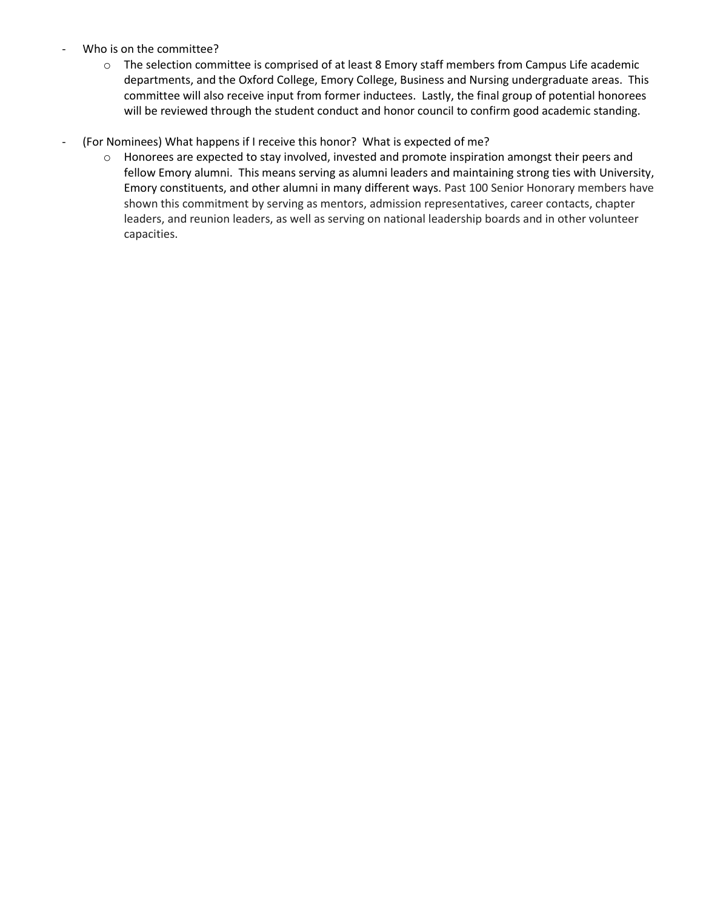- Who is on the committee?
    - The selection committee is comprised of at least 8 Emory staff members from Campus Life academic departments, and the Oxford College, Emory College, Business and Nursing undergraduate areas. This committee will also receive input from former inductees. Lastly, the final group of potential honorees will be reviewed through the student conduct and honor council to confirm good academic standing.
- (For Nominees) What happens if I receive this honor? What is expected of me?
    - Honorees are expected to stay involved, invested and promote inspiration amongst their peers and fellow Emory alumni. This means serving as alumni leaders and maintaining strong ties with University, Emory constituents, and other alumni in many different ways. Past 100 Senior Honorary members have shown this commitment by serving as mentors, admission representatives, career contacts, chapter leaders, and reunion leaders, as well as serving on national leadership boards and in other volunteer capacities.